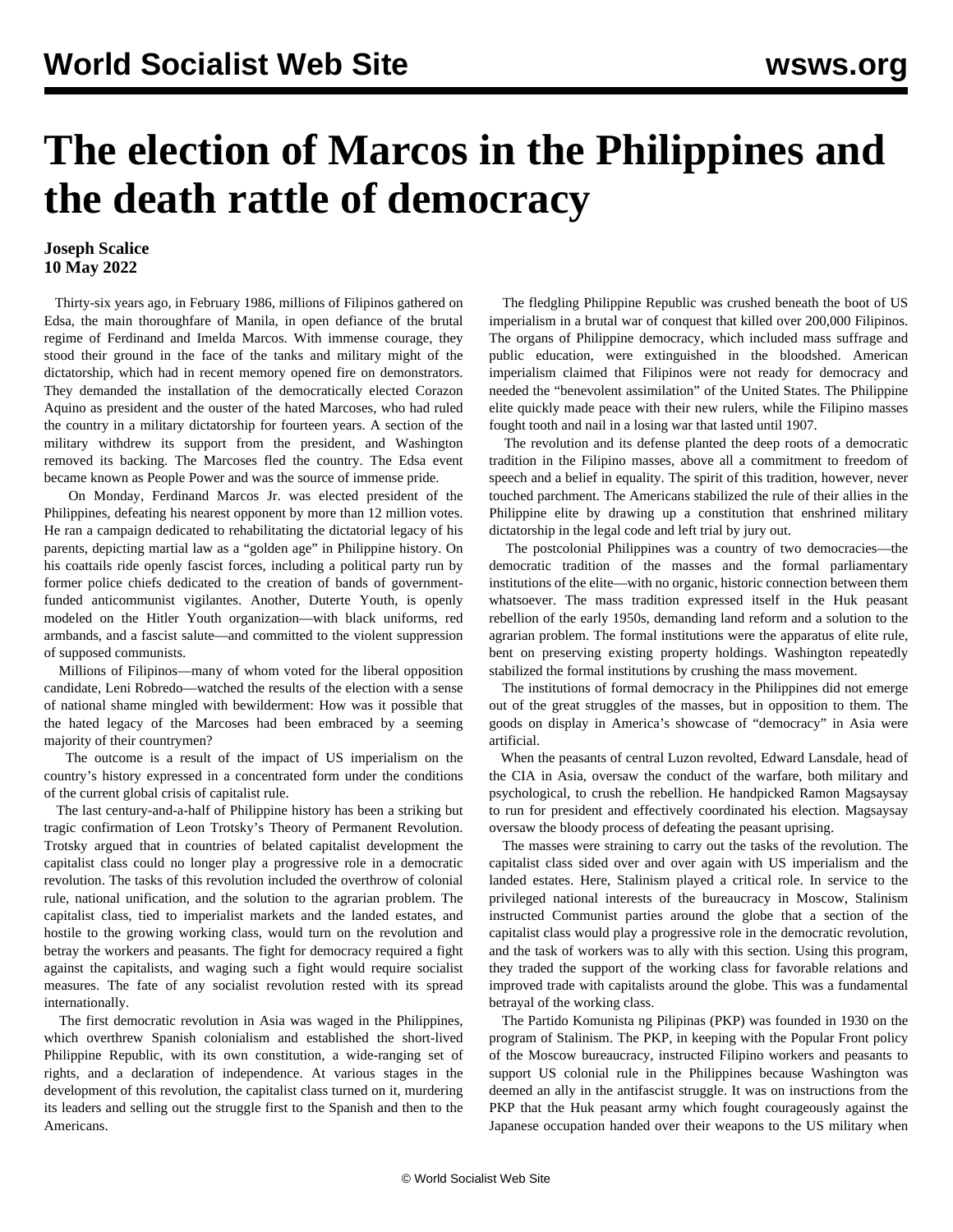# The election of Marcos in the Philippines and the death rattle of democracy

**Joseph Scalice**
**10 May 2022**

Thirty-six years ago, in February 1986, millions of Filipinos gathered on Edsa, the main thoroughfare of Manila, in open defiance of the brutal regime of Ferdinand and Imelda Marcos. With immense courage, they stood their ground in the face of the tanks and military might of the dictatorship, which had in recent memory opened fire on demonstrators. They demanded the installation of the democratically elected Corazon Aquino as president and the ouster of the hated Marcoses, who had ruled the country in a military dictatorship for fourteen years. A section of the military withdrew its support from the president, and Washington removed its backing. The Marcoses fled the country. The Edsa event became known as People Power and was the source of immense pride.

On Monday, Ferdinand Marcos Jr. was elected president of the Philippines, defeating his nearest opponent by more than 12 million votes. He ran a campaign dedicated to rehabilitating the dictatorial legacy of his parents, depicting martial law as a "golden age" in Philippine history. On his coattails ride openly fascist forces, including a political party run by former police chiefs dedicated to the creation of bands of government-funded anticommunist vigilantes. Another, Duterte Youth, is openly modeled on the Hitler Youth organization—with black uniforms, red armbands, and a fascist salute—and committed to the violent suppression of supposed communists.

Millions of Filipinos—many of whom voted for the liberal opposition candidate, Leni Robredo—watched the results of the election with a sense of national shame mingled with bewilderment: How was it possible that the hated legacy of the Marcoses had been embraced by a seeming majority of their countrymen?

The outcome is a result of the impact of US imperialism on the country's history expressed in a concentrated form under the conditions of the current global crisis of capitalist rule.

The last century-and-a-half of Philippine history has been a striking but tragic confirmation of Leon Trotsky's Theory of Permanent Revolution. Trotsky argued that in countries of belated capitalist development the capitalist class could no longer play a progressive role in a democratic revolution. The tasks of this revolution included the overthrow of colonial rule, national unification, and the solution to the agrarian problem. The capitalist class, tied to imperialist markets and the landed estates, and hostile to the growing working class, would turn on the revolution and betray the workers and peasants. The fight for democracy required a fight against the capitalists, and waging such a fight would require socialist measures. The fate of any socialist revolution rested with its spread internationally.

The first democratic revolution in Asia was waged in the Philippines, which overthrew Spanish colonialism and established the short-lived Philippine Republic, with its own constitution, a wide-ranging set of rights, and a declaration of independence. At various stages in the development of this revolution, the capitalist class turned on it, murdering its leaders and selling out the struggle first to the Spanish and then to the Americans.

The fledgling Philippine Republic was crushed beneath the boot of US imperialism in a brutal war of conquest that killed over 200,000 Filipinos. The organs of Philippine democracy, which included mass suffrage and public education, were extinguished in the bloodshed. American imperialism claimed that Filipinos were not ready for democracy and needed the "benevolent assimilation" of the United States. The Philippine elite quickly made peace with their new rulers, while the Filipino masses fought tooth and nail in a losing war that lasted until 1907.

The revolution and its defense planted the deep roots of a democratic tradition in the Filipino masses, above all a commitment to freedom of speech and a belief in equality. The spirit of this tradition, however, never touched parchment. The Americans stabilized the rule of their allies in the Philippine elite by drawing up a constitution that enshrined military dictatorship in the legal code and left trial by jury out.

The postcolonial Philippines was a country of two democracies—the democratic tradition of the masses and the formal parliamentary institutions of the elite—with no organic, historic connection between them whatsoever. The mass tradition expressed itself in the Huk peasant rebellion of the early 1950s, demanding land reform and a solution to the agrarian problem. The formal institutions were the apparatus of elite rule, bent on preserving existing property holdings. Washington repeatedly stabilized the formal institutions by crushing the mass movement.

The institutions of formal democracy in the Philippines did not emerge out of the great struggles of the masses, but in opposition to them. The goods on display in America's showcase of "democracy" in Asia were artificial.

When the peasants of central Luzon revolted, Edward Lansdale, head of the CIA in Asia, oversaw the conduct of the warfare, both military and psychological, to crush the rebellion. He handpicked Ramon Magsaysay to run for president and effectively coordinated his election. Magsaysay oversaw the bloody process of defeating the peasant uprising.

The masses were straining to carry out the tasks of the revolution. The capitalist class sided over and over again with US imperialism and the landed estates. Here, Stalinism played a critical role. In service to the privileged national interests of the bureaucracy in Moscow, Stalinism instructed Communist parties around the globe that a section of the capitalist class would play a progressive role in the democratic revolution, and the task of workers was to ally with this section. Using this program, they traded the support of the working class for favorable relations and improved trade with capitalists around the globe. This was a fundamental betrayal of the working class.

The Partido Komunista ng Pilipinas (PKP) was founded in 1930 on the program of Stalinism. The PKP, in keeping with the Popular Front policy of the Moscow bureaucracy, instructed Filipino workers and peasants to support US colonial rule in the Philippines because Washington was deemed an ally in the antifascist struggle. It was on instructions from the PKP that the Huk peasant army which fought courageously against the Japanese occupation handed over their weapons to the US military when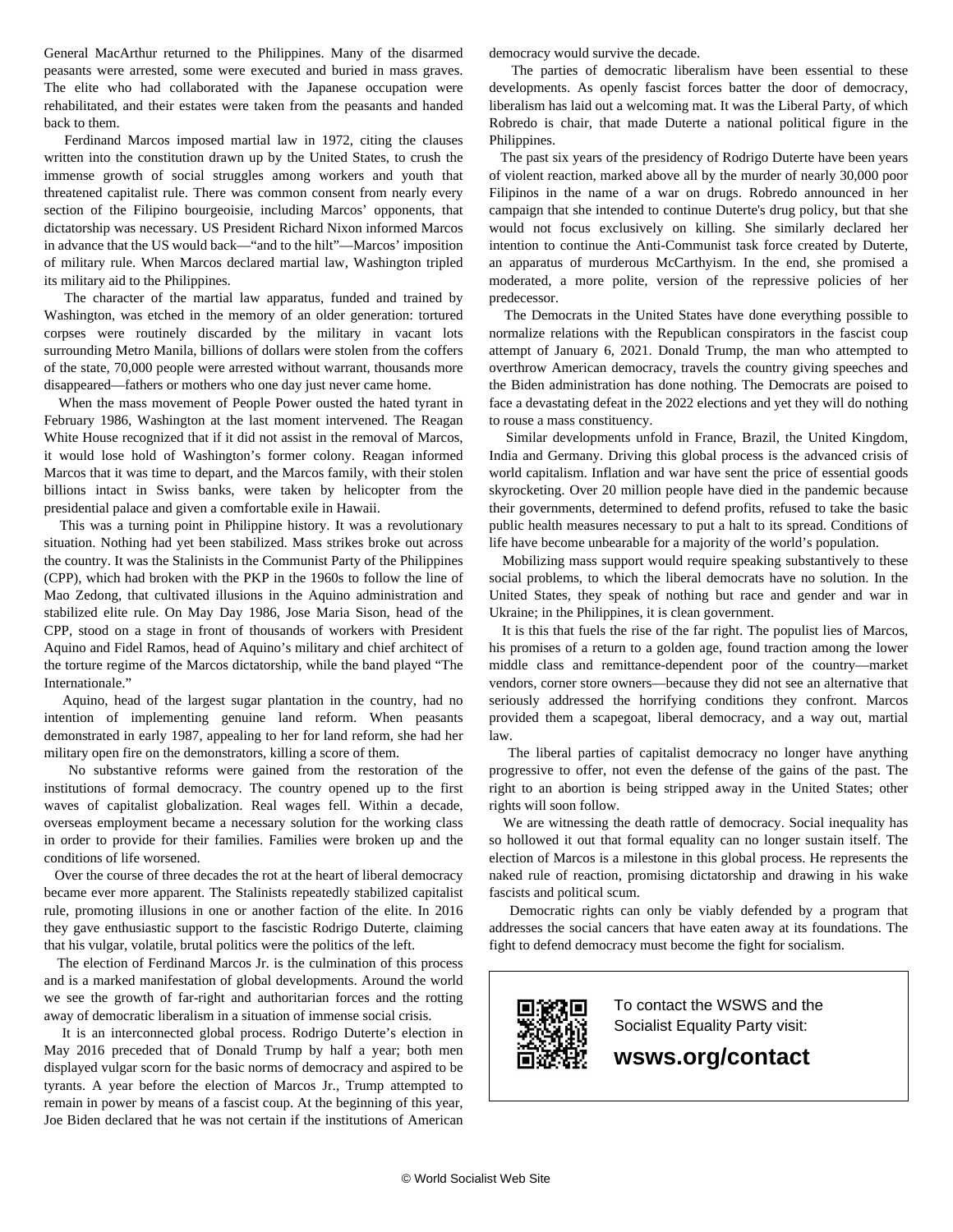General MacArthur returned to the Philippines. Many of the disarmed peasants were arrested, some were executed and buried in mass graves. The elite who had collaborated with the Japanese occupation were rehabilitated, and their estates were taken from the peasants and handed back to them.

Ferdinand Marcos imposed martial law in 1972, citing the clauses written into the constitution drawn up by the United States, to crush the immense growth of social struggles among workers and youth that threatened capitalist rule. There was common consent from nearly every section of the Filipino bourgeoisie, including Marcos' opponents, that dictatorship was necessary. US President Richard Nixon informed Marcos in advance that the US would back—"and to the hilt"—Marcos' imposition of military rule. When Marcos declared martial law, Washington tripled its military aid to the Philippines.

The character of the martial law apparatus, funded and trained by Washington, was etched in the memory of an older generation: tortured corpses were routinely discarded by the military in vacant lots surrounding Metro Manila, billions of dollars were stolen from the coffers of the state, 70,000 people were arrested without warrant, thousands more disappeared—fathers or mothers who one day just never came home.

When the mass movement of People Power ousted the hated tyrant in February 1986, Washington at the last moment intervened. The Reagan White House recognized that if it did not assist in the removal of Marcos, it would lose hold of Washington's former colony. Reagan informed Marcos that it was time to depart, and the Marcos family, with their stolen billions intact in Swiss banks, were taken by helicopter from the presidential palace and given a comfortable exile in Hawaii.

This was a turning point in Philippine history. It was a revolutionary situation. Nothing had yet been stabilized. Mass strikes broke out across the country. It was the Stalinists in the Communist Party of the Philippines (CPP), which had broken with the PKP in the 1960s to follow the line of Mao Zedong, that cultivated illusions in the Aquino administration and stabilized elite rule. On May Day 1986, Jose Maria Sison, head of the CPP, stood on a stage in front of thousands of workers with President Aquino and Fidel Ramos, head of Aquino's military and chief architect of the torture regime of the Marcos dictatorship, while the band played "The Internationale."

Aquino, head of the largest sugar plantation in the country, had no intention of implementing genuine land reform. When peasants demonstrated in early 1987, appealing to her for land reform, she had her military open fire on the demonstrators, killing a score of them.

No substantive reforms were gained from the restoration of the institutions of formal democracy. The country opened up to the first waves of capitalist globalization. Real wages fell. Within a decade, overseas employment became a necessary solution for the working class in order to provide for their families. Families were broken up and the conditions of life worsened.

Over the course of three decades the rot at the heart of liberal democracy became ever more apparent. The Stalinists repeatedly stabilized capitalist rule, promoting illusions in one or another faction of the elite. In 2016 they gave enthusiastic support to the fascistic Rodrigo Duterte, claiming that his vulgar, volatile, brutal politics were the politics of the left.

The election of Ferdinand Marcos Jr. is the culmination of this process and is a marked manifestation of global developments. Around the world we see the growth of far-right and authoritarian forces and the rotting away of democratic liberalism in a situation of immense social crisis.

It is an interconnected global process. Rodrigo Duterte's election in May 2016 preceded that of Donald Trump by half a year; both men displayed vulgar scorn for the basic norms of democracy and aspired to be tyrants. A year before the election of Marcos Jr., Trump attempted to remain in power by means of a fascist coup. At the beginning of this year, Joe Biden declared that he was not certain if the institutions of American democracy would survive the decade.

The parties of democratic liberalism have been essential to these developments. As openly fascist forces batter the door of democracy, liberalism has laid out a welcoming mat. It was the Liberal Party, of which Robredo is chair, that made Duterte a national political figure in the Philippines.

The past six years of the presidency of Rodrigo Duterte have been years of violent reaction, marked above all by the murder of nearly 30,000 poor Filipinos in the name of a war on drugs. Robredo announced in her campaign that she intended to continue Duterte's drug policy, but that she would not focus exclusively on killing. She similarly declared her intention to continue the Anti-Communist task force created by Duterte, an apparatus of murderous McCarthyism. In the end, she promised a moderated, a more polite, version of the repressive policies of her predecessor.

The Democrats in the United States have done everything possible to normalize relations with the Republican conspirators in the fascist coup attempt of January 6, 2021. Donald Trump, the man who attempted to overthrow American democracy, travels the country giving speeches and the Biden administration has done nothing. The Democrats are poised to face a devastating defeat in the 2022 elections and yet they will do nothing to rouse a mass constituency.

Similar developments unfold in France, Brazil, the United Kingdom, India and Germany. Driving this global process is the advanced crisis of world capitalism. Inflation and war have sent the price of essential goods skyrocketing. Over 20 million people have died in the pandemic because their governments, determined to defend profits, refused to take the basic public health measures necessary to put a halt to its spread. Conditions of life have become unbearable for a majority of the world's population.

Mobilizing mass support would require speaking substantively to these social problems, to which the liberal democrats have no solution. In the United States, they speak of nothing but race and gender and war in Ukraine; in the Philippines, it is clean government.

It is this that fuels the rise of the far right. The populist lies of Marcos, his promises of a return to a golden age, found traction among the lower middle class and remittance-dependent poor of the country—market vendors, corner store owners—because they did not see an alternative that seriously addressed the horrifying conditions they confront. Marcos provided them a scapegoat, liberal democracy, and a way out, martial law.

The liberal parties of capitalist democracy no longer have anything progressive to offer, not even the defense of the gains of the past. The right to an abortion is being stripped away in the United States; other rights will soon follow.

We are witnessing the death rattle of democracy. Social inequality has so hollowed it out that formal equality can no longer sustain itself. The election of Marcos is a milestone in this global process. He represents the naked rule of reaction, promising dictatorship and drawing in his wake fascists and political scum.

Democratic rights can only be viably defended by a program that addresses the social cancers that have eaten away at its foundations. The fight to defend democracy must become the fight for socialism.

To contact the WSWS and the Socialist Equality Party visit:

**wsws.org/contact**